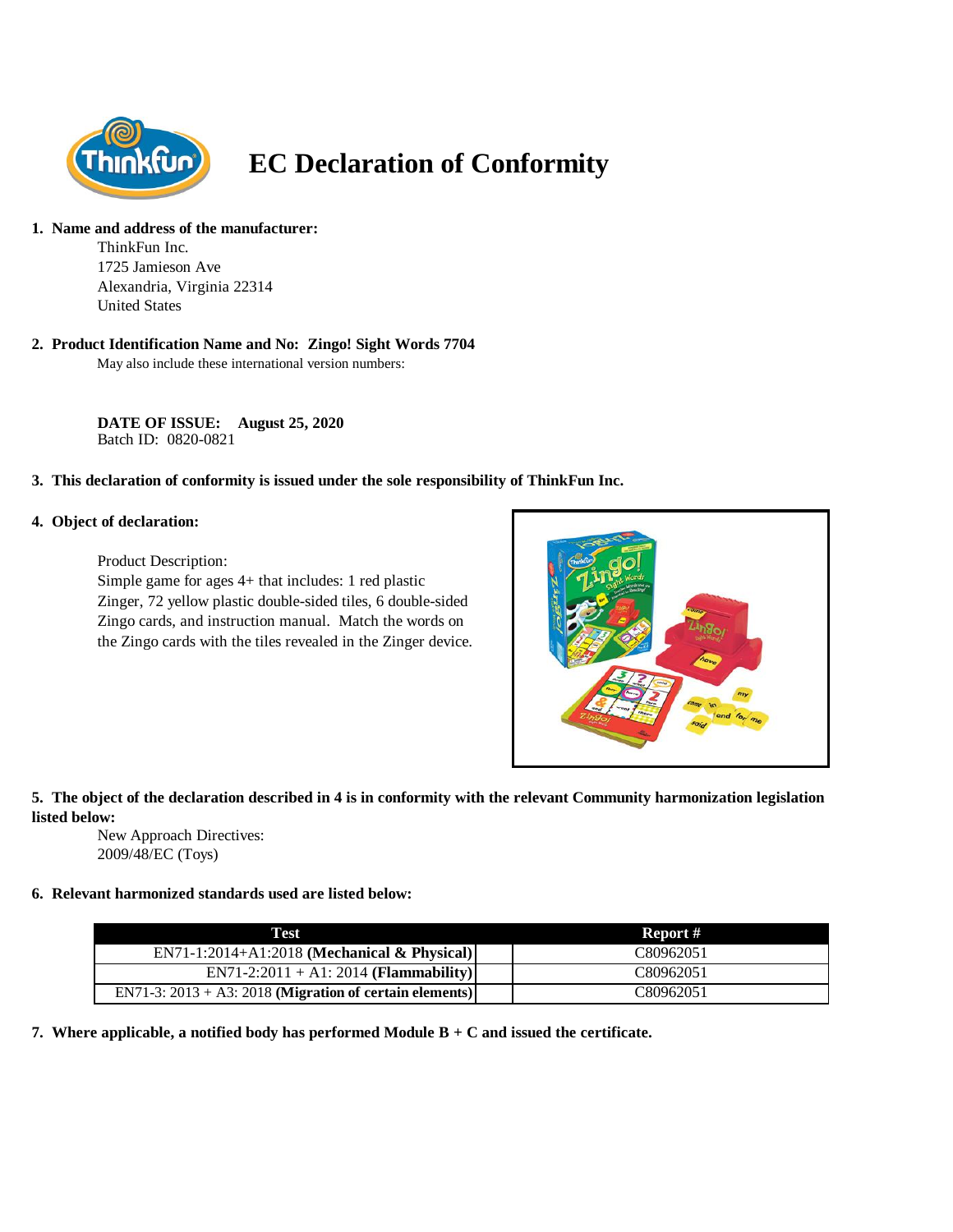# EC Declaration of Conformity

1. **Name and address of the manufacturer:**

   ThinkFun Inc.
   1725 Jamieson Ave
   Alexandria, Virginia 22314
   United States

2. **Product Identification Name and No: Zingo! Sight Words 7704**

   May also include these international version numbers:

   **DATE OF ISSUE: August 25, 2020**
   Batch ID: 0820-0821

3. **This declaration of conformity is issued under the sole responsibility of ThinkFun Inc.**

4. **Object of declaration:**

   Product Description:
   Simple game for ages 4+ that includes: 1 red plastic Zinger, 72 yellow plastic double-sided tiles, 6 double-sided Zingo cards, and instruction manual. Match the words on the Zingo cards with the tiles revealed in the Zinger device.

5. **The object of the declaration described in 4 is in conformity with the relevant Community harmonization legislation listed below:**

   New Approach Directives:
   2009/48/EC (Toys)

6. **Relevant harmonized standards used are listed below:**

| Test | Report # |
|---|---|
| EN71-1:2014+A1:2018 **(Mechanical & Physical)** | C80962051 |
| EN71-2:2011 + A1: 2014 **(Flammability)** | C80962051 |
| EN71-3: 2013 + A3: 2018 **(Migration of certain elements)** | C80962051 |

7. **Where applicable, a notified body has performed Module B + C and issued the certificate.**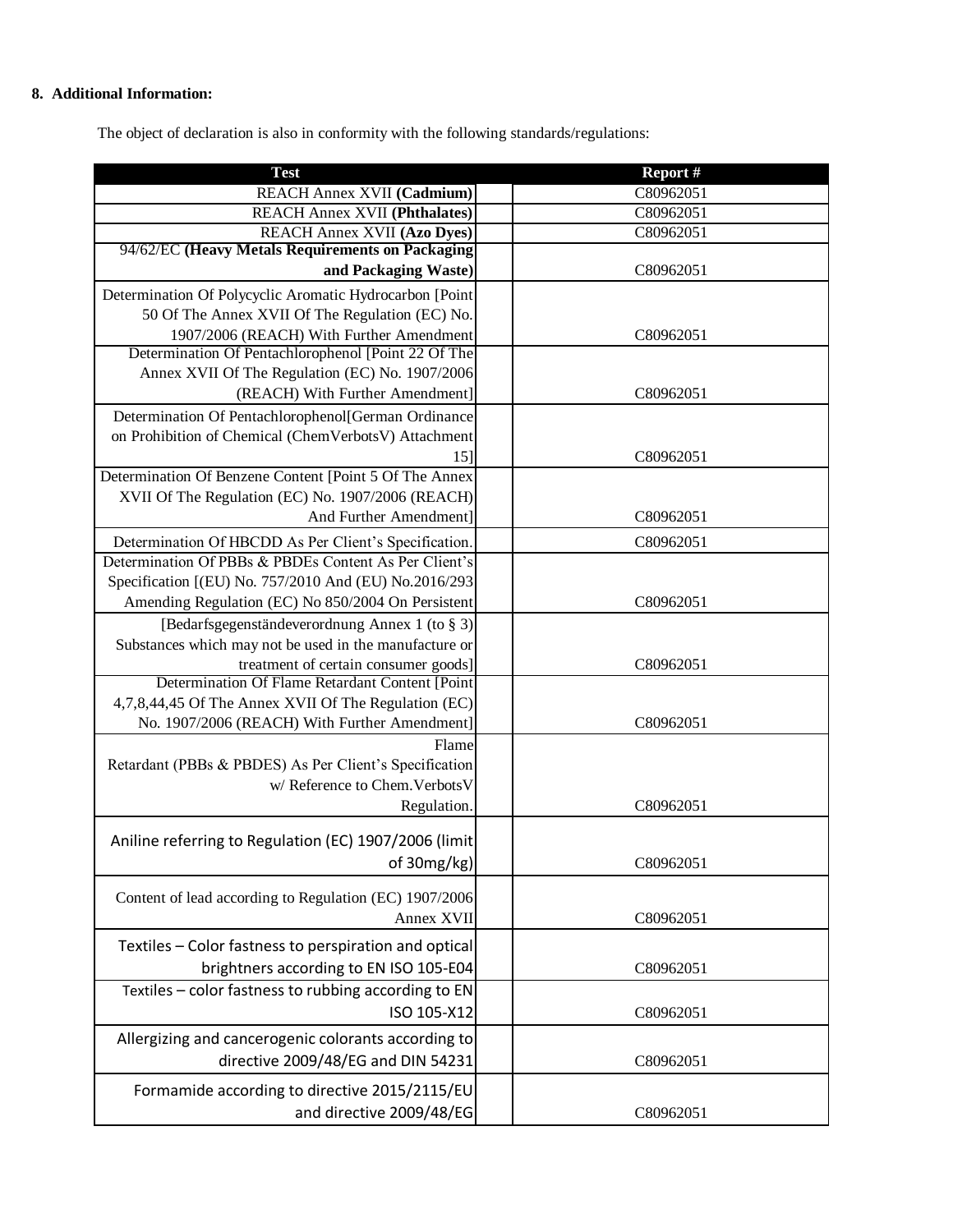**8. Additional Information:**

The object of declaration is also in conformity with the following standards/regulations:

| Test | Report # |
|---|---|
| REACH Annex XVII **(Cadmium)** | C80962051 |
| REACH Annex XVII **(Phthalates)** | C80962051 |
| REACH Annex XVII **(Azo Dyes)** | C80962051 |
| 94/62/EC **(Heavy Metals Requirements on Packaging and Packaging Waste)** | C80962051 |
| Determination Of Polycyclic Aromatic Hydrocarbon [Point 50 Of The Annex XVII Of The Regulation (EC) No. 1907/2006 (REACH) With Further Amendment | C80962051 |
| Determination Of Pentachlorophenol [Point 22 Of The Annex XVII Of The Regulation (EC) No. 1907/2006 (REACH) With Further Amendment] | C80962051 |
| Determination Of Pentachlorophenol[German Ordinance on Prohibition of Chemical (ChemVerbotsV) Attachment 15] | C80962051 |
| Determination Of Benzene Content [Point 5 Of The Annex XVII Of The Regulation (EC) No. 1907/2006 (REACH) And Further Amendment] | C80962051 |
| Determination Of HBCDD As Per Client's Specification. | C80962051 |
| Determination Of PBBs & PBDEs Content As Per Client's Specification [(EU) No. 757/2010 And (EU) No.2016/293 Amending Regulation (EC) No 850/2004 On Persistent | C80962051 |
| [Bedarfsgegenständeverordnung Annex 1 (to § 3) Substances which may not be used in the manufacture or treatment of certain consumer goods] | C80962051 |
| Determination Of Flame Retardant Content [Point 4,7,8,44,45 Of The Annex XVII Of The Regulation (EC) No. 1907/2006 (REACH) With Further Amendment] | C80962051 |
| Flame Retardant (PBBs & PBDES) As Per Client's Specification w/ Reference to Chem.VerbotsV Regulation. | C80962051 |
| Aniline referring to Regulation (EC) 1907/2006 (limit of 30mg/kg) | C80962051 |
| Content of lead according to Regulation (EC) 1907/2006 Annex XVII | C80962051 |
| Textiles – Color fastness to perspiration and optical brightners according to EN ISO 105-E04 | C80962051 |
| Textiles – color fastness to rubbing according to EN ISO 105-X12 | C80962051 |
| Allergizing and cancerogenic colorants according to directive 2009/48/EG and DIN 54231 | C80962051 |
| Formamide according to directive 2015/2115/EU and directive 2009/48/EG | C80962051 |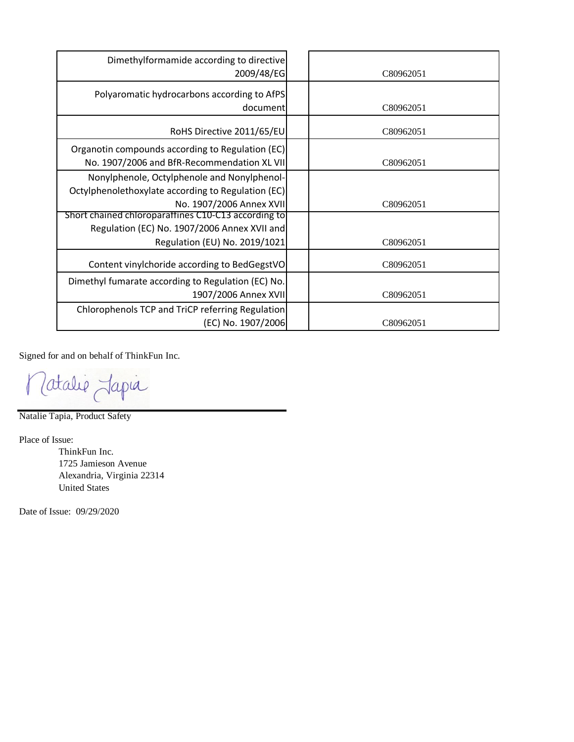| | | |
|---|---|---|
| Dimethylformamide according to directive 2009/48/EG | | C80962051 |
| Polyaromatic hydrocarbons according to AfPS document | | C80962051 |
| RoHS Directive 2011/65/EU | | C80962051 |
| Organotin compounds according to Regulation (EC) No. 1907/2006 and BfR-Recommendation XL VII | | C80962051 |
| Nonylphenole, Octylphenole and Nonylphenol-Octylphenolethoxylate according to Regulation (EC) No. 1907/2006 Annex XVII | | C80962051 |
| Short chained chloroparaffines C10-C13 according to Regulation (EC) No. 1907/2006 Annex XVII and Regulation (EU) No. 2019/1021 | | C80962051 |
| Content vinylchoride according to BedGegstVO | | C80962051 |
| Dimethyl fumarate according to Regulation (EC) No. 1907/2006 Annex XVII | | C80962051 |
| Chlorophenols TCP and TriCP referring Regulation (EC) No. 1907/2006 | | C80962051 |

Signed for and on behalf of ThinkFun Inc.

Natalie Tapia

Natalie Tapia, Product Safety

Place of Issue:

ThinkFun Inc.
1725 Jamieson Avenue
Alexandria, Virginia 22314
United States

Date of Issue: 09/29/2020